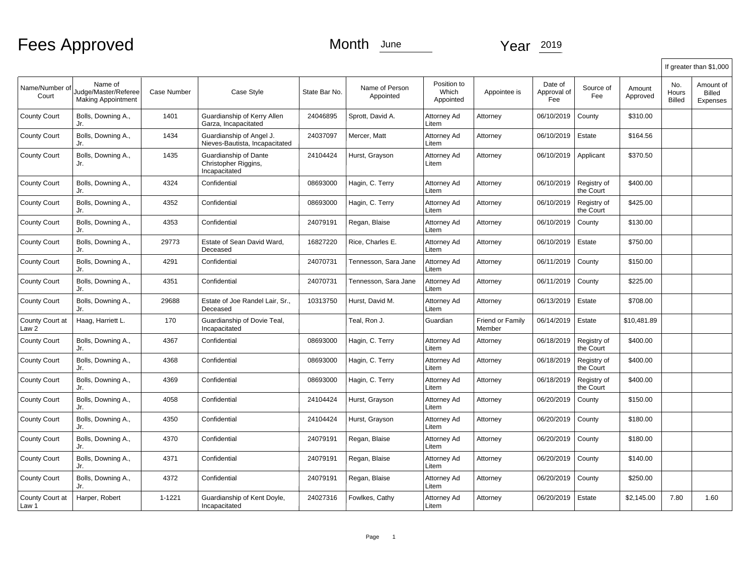# Fees Approved

Month June Year 2019

| Name/Number of Court | Name of Judge/Master/Referee Making Appointment | Case Number | Case Style | State Bar No. | Name of Person Appointed | Position to Which Appointed | Appointee is | Date of Approval of Fee | Source of Fee | Amount Approved | If greater than $1,000: No. Hours Billed | If greater than $1,000: Amount of Billed Expenses |
|---|---|---|---|---|---|---|---|---|---|---|---|---|
| County Court | Bolls, Downing A., Jr. | 1401 | Guardianship of Kerry Allen Garza, Incapacitated | 24046895 | Sprott, David A. | Attorney Ad Litem | Attorney | 06/10/2019 | County | $310.00 | | |
| County Court | Bolls, Downing A., Jr. | 1434 | Guardianship of Angel J. Nieves-Bautista, Incapacitated | 24037097 | Mercer, Matt | Attorney Ad Litem | Attorney | 06/10/2019 | Estate | $164.56 | | |
| County Court | Bolls, Downing A., Jr. | 1435 | Guardianship of Dante Christopher Riggins, Incapacitated | 24104424 | Hurst, Grayson | Attorney Ad Litem | Attorney | 06/10/2019 | Applicant | $370.50 | | |
| County Court | Bolls, Downing A., Jr. | 4324 | Confidential | 08693000 | Hagin, C. Terry | Attorney Ad Litem | Attorney | 06/10/2019 | Registry of the Court | $400.00 | | |
| County Court | Bolls, Downing A., Jr. | 4352 | Confidential | 08693000 | Hagin, C. Terry | Attorney Ad Litem | Attorney | 06/10/2019 | Registry of the Court | $425.00 | | |
| County Court | Bolls, Downing A., Jr. | 4353 | Confidential | 24079191 | Regan, Blaise | Attorney Ad Litem | Attorney | 06/10/2019 | County | $130.00 | | |
| County Court | Bolls, Downing A., Jr. | 29773 | Estate of Sean David Ward, Deceased | 16827220 | Rice, Charles E. | Attorney Ad Litem | Attorney | 06/10/2019 | Estate | $750.00 | | |
| County Court | Bolls, Downing A., Jr. | 4291 | Confidential | 24070731 | Tennesson, Sara Jane | Attorney Ad Litem | Attorney | 06/11/2019 | County | $150.00 | | |
| County Court | Bolls, Downing A., Jr. | 4351 | Confidential | 24070731 | Tennesson, Sara Jane | Attorney Ad Litem | Attorney | 06/11/2019 | County | $225.00 | | |
| County Court | Bolls, Downing A., Jr. | 29688 | Estate of Joe Randel Lair, Sr., Deceased | 10313750 | Hurst, David M. | Attorney Ad Litem | Attorney | 06/13/2019 | Estate | $708.00 | | |
| County Court at Law 2 | Haag, Harriett L. | 170 | Guardianship of Dovie Teal, Incapacitated | | Teal, Ron J. | Guardian | Friend or Family Member | 06/14/2019 | Estate | $10,481.89 | | |
| County Court | Bolls, Downing A., Jr. | 4367 | Confidential | 08693000 | Hagin, C. Terry | Attorney Ad Litem | Attorney | 06/18/2019 | Registry of the Court | $400.00 | | |
| County Court | Bolls, Downing A., Jr. | 4368 | Confidential | 08693000 | Hagin, C. Terry | Attorney Ad Litem | Attorney | 06/18/2019 | Registry of the Court | $400.00 | | |
| County Court | Bolls, Downing A., Jr. | 4369 | Confidential | 08693000 | Hagin, C. Terry | Attorney Ad Litem | Attorney | 06/18/2019 | Registry of the Court | $400.00 | | |
| County Court | Bolls, Downing A., Jr. | 4058 | Confidential | 24104424 | Hurst, Grayson | Attorney Ad Litem | Attorney | 06/20/2019 | County | $150.00 | | |
| County Court | Bolls, Downing A., Jr. | 4350 | Confidential | 24104424 | Hurst, Grayson | Attorney Ad Litem | Attorney | 06/20/2019 | County | $180.00 | | |
| County Court | Bolls, Downing A., Jr. | 4370 | Confidential | 24079191 | Regan, Blaise | Attorney Ad Litem | Attorney | 06/20/2019 | County | $180.00 | | |
| County Court | Bolls, Downing A., Jr. | 4371 | Confidential | 24079191 | Regan, Blaise | Attorney Ad Litem | Attorney | 06/20/2019 | County | $140.00 | | |
| County Court | Bolls, Downing A., Jr. | 4372 | Confidential | 24079191 | Regan, Blaise | Attorney Ad Litem | Attorney | 06/20/2019 | County | $250.00 | | |
| County Court at Law 1 | Harper, Robert | 1-1221 | Guardianship of Kent Doyle, Incapacitated | 24027316 | Fowlkes, Cathy | Attorney Ad Litem | Attorney | 06/20/2019 | Estate | $2,145.00 | 7.80 | 1.60 |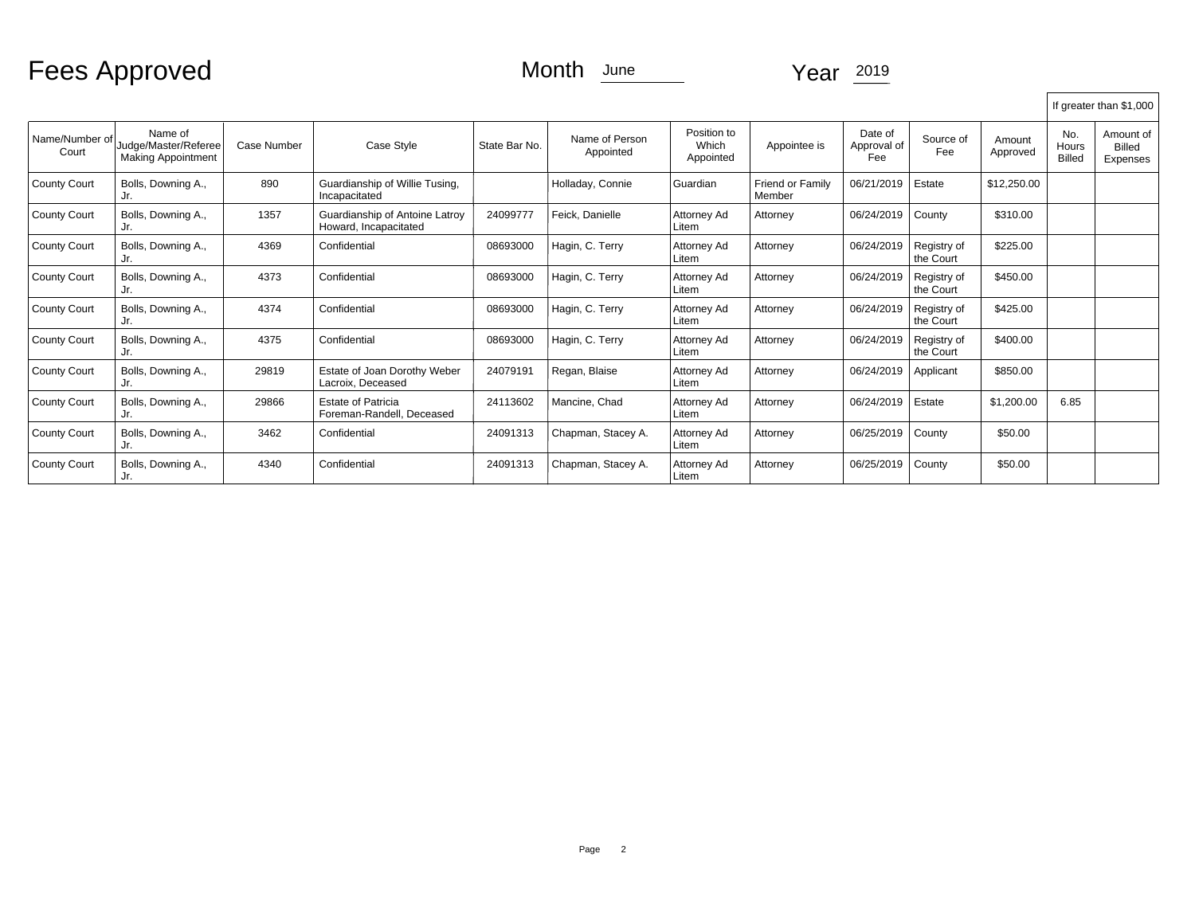# Fees Approved

Month June

Year 2019

| Name/Number of Court | Name of Judge/Master/Referee Making Appointment | Case Number | Case Style | State Bar No. | Name of Person Appointed | Position to Which Appointed | Appointee is | Date of Approval of Fee | Source of Fee | Amount Approved | If greater than $1,000 No. Hours Billed | If greater than $1,000 Amount of Billed Expenses |
|---|---|---|---|---|---|---|---|---|---|---|---|---|
| County Court | Bolls, Downing A., Jr. | 890 | Guardianship of Willie Tusing, Incapacitated | | Holladay, Connie | Guardian | Friend or Family Member | 06/21/2019 | Estate | $12,250.00 | | |
| County Court | Bolls, Downing A., Jr. | 1357 | Guardianship of Antoine Latroy Howard, Incapacitated | 24099777 | Feick, Danielle | Attorney Ad Litem | Attorney | 06/24/2019 | County | $310.00 | | |
| County Court | Bolls, Downing A., Jr. | 4369 | Confidential | 08693000 | Hagin, C. Terry | Attorney Ad Litem | Attorney | 06/24/2019 | Registry of the Court | $225.00 | | |
| County Court | Bolls, Downing A., Jr. | 4373 | Confidential | 08693000 | Hagin, C. Terry | Attorney Ad Litem | Attorney | 06/24/2019 | Registry of the Court | $450.00 | | |
| County Court | Bolls, Downing A., Jr. | 4374 | Confidential | 08693000 | Hagin, C. Terry | Attorney Ad Litem | Attorney | 06/24/2019 | Registry of the Court | $425.00 | | |
| County Court | Bolls, Downing A., Jr. | 4375 | Confidential | 08693000 | Hagin, C. Terry | Attorney Ad Litem | Attorney | 06/24/2019 | Registry of the Court | $400.00 | | |
| County Court | Bolls, Downing A., Jr. | 29819 | Estate of Joan Dorothy Weber Lacroix, Deceased | 24079191 | Regan, Blaise | Attorney Ad Litem | Attorney | 06/24/2019 | Applicant | $850.00 | | |
| County Court | Bolls, Downing A., Jr. | 29866 | Estate of Patricia Foreman-Randell, Deceased | 24113602 | Mancine, Chad | Attorney Ad Litem | Attorney | 06/24/2019 | Estate | $1,200.00 | 6.85 | |
| County Court | Bolls, Downing A., Jr. | 3462 | Confidential | 24091313 | Chapman, Stacey A. | Attorney Ad Litem | Attorney | 06/25/2019 | County | $50.00 | | |
| County Court | Bolls, Downing A., Jr. | 4340 | Confidential | 24091313 | Chapman, Stacey A. | Attorney Ad Litem | Attorney | 06/25/2019 | County | $50.00 | | |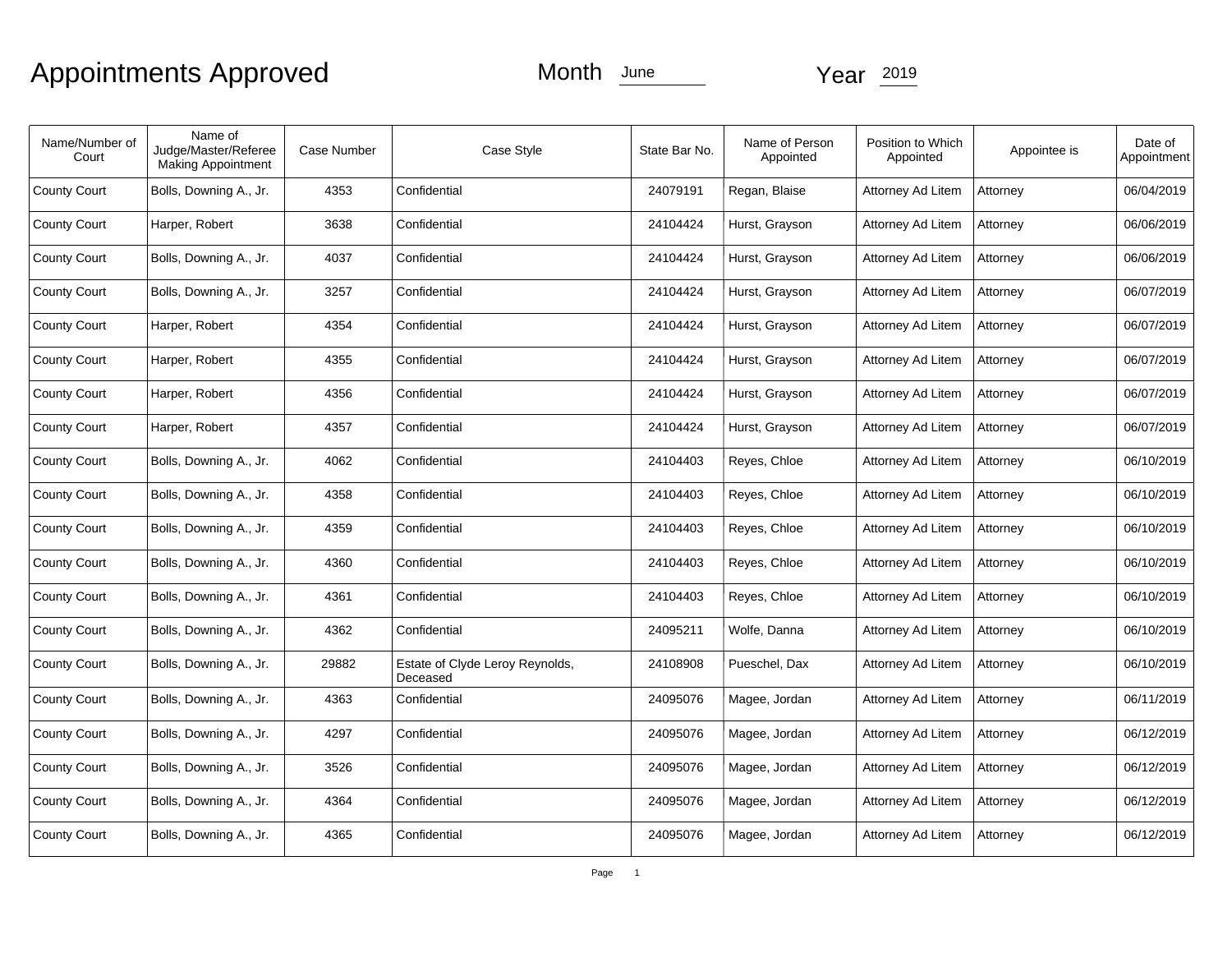# Appointments Approved

Month June

Year 2019

| Name/Number of Court | Name of Judge/Master/Referee Making Appointment | Case Number | Case Style | State Bar No. | Name of Person Appointed | Position to Which Appointed | Appointee is | Date of Appointment |
|---|---|---|---|---|---|---|---|---|
| County Court | Bolls, Downing A., Jr. | 4353 | Confidential | 24079191 | Regan, Blaise | Attorney Ad Litem | Attorney | 06/04/2019 |
| County Court | Harper, Robert | 3638 | Confidential | 24104424 | Hurst, Grayson | Attorney Ad Litem | Attorney | 06/06/2019 |
| County Court | Bolls, Downing A., Jr. | 4037 | Confidential | 24104424 | Hurst, Grayson | Attorney Ad Litem | Attorney | 06/06/2019 |
| County Court | Bolls, Downing A., Jr. | 3257 | Confidential | 24104424 | Hurst, Grayson | Attorney Ad Litem | Attorney | 06/07/2019 |
| County Court | Harper, Robert | 4354 | Confidential | 24104424 | Hurst, Grayson | Attorney Ad Litem | Attorney | 06/07/2019 |
| County Court | Harper, Robert | 4355 | Confidential | 24104424 | Hurst, Grayson | Attorney Ad Litem | Attorney | 06/07/2019 |
| County Court | Harper, Robert | 4356 | Confidential | 24104424 | Hurst, Grayson | Attorney Ad Litem | Attorney | 06/07/2019 |
| County Court | Harper, Robert | 4357 | Confidential | 24104424 | Hurst, Grayson | Attorney Ad Litem | Attorney | 06/07/2019 |
| County Court | Bolls, Downing A., Jr. | 4062 | Confidential | 24104403 | Reyes, Chloe | Attorney Ad Litem | Attorney | 06/10/2019 |
| County Court | Bolls, Downing A., Jr. | 4358 | Confidential | 24104403 | Reyes, Chloe | Attorney Ad Litem | Attorney | 06/10/2019 |
| County Court | Bolls, Downing A., Jr. | 4359 | Confidential | 24104403 | Reyes, Chloe | Attorney Ad Litem | Attorney | 06/10/2019 |
| County Court | Bolls, Downing A., Jr. | 4360 | Confidential | 24104403 | Reyes, Chloe | Attorney Ad Litem | Attorney | 06/10/2019 |
| County Court | Bolls, Downing A., Jr. | 4361 | Confidential | 24104403 | Reyes, Chloe | Attorney Ad Litem | Attorney | 06/10/2019 |
| County Court | Bolls, Downing A., Jr. | 4362 | Confidential | 24095211 | Wolfe, Danna | Attorney Ad Litem | Attorney | 06/10/2019 |
| County Court | Bolls, Downing A., Jr. | 29882 | Estate of Clyde Leroy Reynolds, Deceased | 24108908 | Pueschel, Dax | Attorney Ad Litem | Attorney | 06/10/2019 |
| County Court | Bolls, Downing A., Jr. | 4363 | Confidential | 24095076 | Magee, Jordan | Attorney Ad Litem | Attorney | 06/11/2019 |
| County Court | Bolls, Downing A., Jr. | 4297 | Confidential | 24095076 | Magee, Jordan | Attorney Ad Litem | Attorney | 06/12/2019 |
| County Court | Bolls, Downing A., Jr. | 3526 | Confidential | 24095076 | Magee, Jordan | Attorney Ad Litem | Attorney | 06/12/2019 |
| County Court | Bolls, Downing A., Jr. | 4364 | Confidential | 24095076 | Magee, Jordan | Attorney Ad Litem | Attorney | 06/12/2019 |
| County Court | Bolls, Downing A., Jr. | 4365 | Confidential | 24095076 | Magee, Jordan | Attorney Ad Litem | Attorney | 06/12/2019 |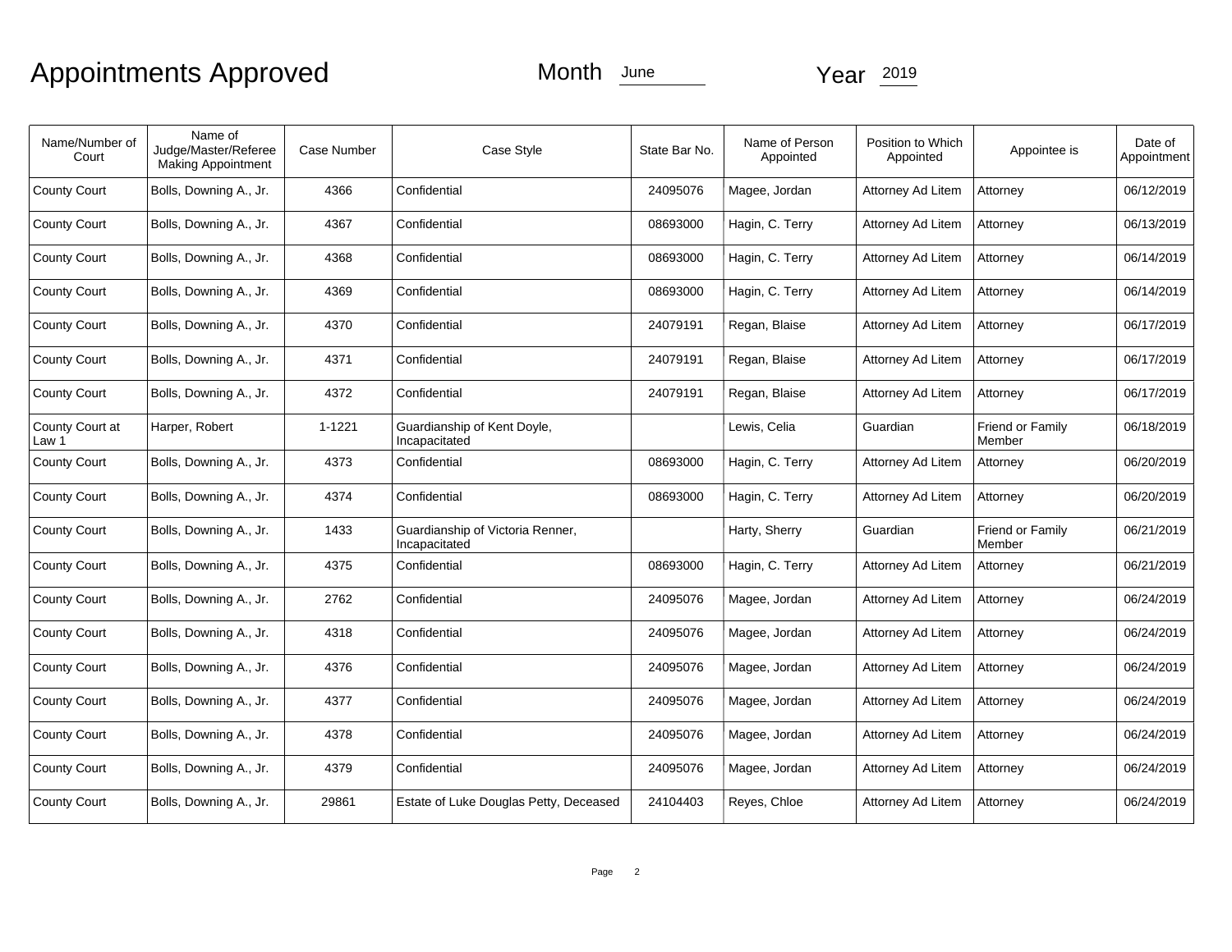# Appointments Approved

Month June

Year 2019

| Name/Number of Court | Name of Judge/Master/Referee Making Appointment | Case Number | Case Style | State Bar No. | Name of Person Appointed | Position to Which Appointed | Appointee is | Date of Appointment |
|---|---|---|---|---|---|---|---|---|
| County Court | Bolls, Downing A., Jr. | 4366 | Confidential | 24095076 | Magee, Jordan | Attorney Ad Litem | Attorney | 06/12/2019 |
| County Court | Bolls, Downing A., Jr. | 4367 | Confidential | 08693000 | Hagin, C. Terry | Attorney Ad Litem | Attorney | 06/13/2019 |
| County Court | Bolls, Downing A., Jr. | 4368 | Confidential | 08693000 | Hagin, C. Terry | Attorney Ad Litem | Attorney | 06/14/2019 |
| County Court | Bolls, Downing A., Jr. | 4369 | Confidential | 08693000 | Hagin, C. Terry | Attorney Ad Litem | Attorney | 06/14/2019 |
| County Court | Bolls, Downing A., Jr. | 4370 | Confidential | 24079191 | Regan, Blaise | Attorney Ad Litem | Attorney | 06/17/2019 |
| County Court | Bolls, Downing A., Jr. | 4371 | Confidential | 24079191 | Regan, Blaise | Attorney Ad Litem | Attorney | 06/17/2019 |
| County Court | Bolls, Downing A., Jr. | 4372 | Confidential | 24079191 | Regan, Blaise | Attorney Ad Litem | Attorney | 06/17/2019 |
| County Court at Law 1 | Harper, Robert | 1-1221 | Guardianship of Kent Doyle, Incapacitated | | Lewis, Celia | Guardian | Friend or Family Member | 06/18/2019 |
| County Court | Bolls, Downing A., Jr. | 4373 | Confidential | 08693000 | Hagin, C. Terry | Attorney Ad Litem | Attorney | 06/20/2019 |
| County Court | Bolls, Downing A., Jr. | 4374 | Confidential | 08693000 | Hagin, C. Terry | Attorney Ad Litem | Attorney | 06/20/2019 |
| County Court | Bolls, Downing A., Jr. | 1433 | Guardianship of Victoria Renner, Incapacitated | | Harty, Sherry | Guardian | Friend or Family Member | 06/21/2019 |
| County Court | Bolls, Downing A., Jr. | 4375 | Confidential | 08693000 | Hagin, C. Terry | Attorney Ad Litem | Attorney | 06/21/2019 |
| County Court | Bolls, Downing A., Jr. | 2762 | Confidential | 24095076 | Magee, Jordan | Attorney Ad Litem | Attorney | 06/24/2019 |
| County Court | Bolls, Downing A., Jr. | 4318 | Confidential | 24095076 | Magee, Jordan | Attorney Ad Litem | Attorney | 06/24/2019 |
| County Court | Bolls, Downing A., Jr. | 4376 | Confidential | 24095076 | Magee, Jordan | Attorney Ad Litem | Attorney | 06/24/2019 |
| County Court | Bolls, Downing A., Jr. | 4377 | Confidential | 24095076 | Magee, Jordan | Attorney Ad Litem | Attorney | 06/24/2019 |
| County Court | Bolls, Downing A., Jr. | 4378 | Confidential | 24095076 | Magee, Jordan | Attorney Ad Litem | Attorney | 06/24/2019 |
| County Court | Bolls, Downing A., Jr. | 4379 | Confidential | 24095076 | Magee, Jordan | Attorney Ad Litem | Attorney | 06/24/2019 |
| County Court | Bolls, Downing A., Jr. | 29861 | Estate of Luke Douglas Petty, Deceased | 24104403 | Reyes, Chloe | Attorney Ad Litem | Attorney | 06/24/2019 |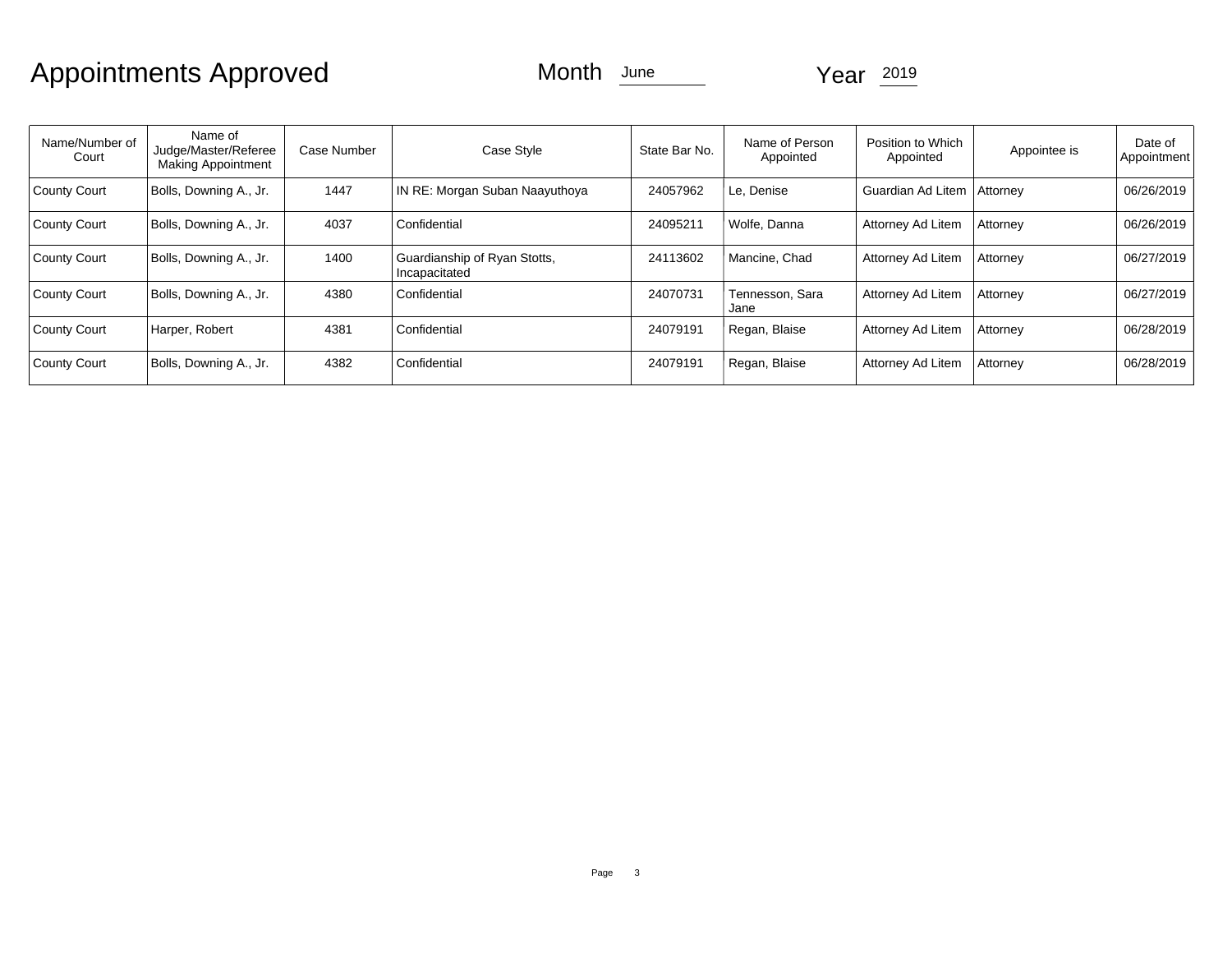# Appointments Approved

Month June Year 2019

| Name/Number of Court | Name of Judge/Master/Referee Making Appointment | Case Number | Case Style | State Bar No. | Name of Person Appointed | Position to Which Appointed | Appointee is | Date of Appointment |
|---|---|---|---|---|---|---|---|---|
| County Court | Bolls, Downing A., Jr. | 1447 | IN RE: Morgan Suban Naayuthoya | 24057962 | Le, Denise | Guardian Ad Litem | Attorney | 06/26/2019 |
| County Court | Bolls, Downing A., Jr. | 4037 | Confidential | 24095211 | Wolfe, Danna | Attorney Ad Litem | Attorney | 06/26/2019 |
| County Court | Bolls, Downing A., Jr. | 1400 | Guardianship of Ryan Stotts, Incapacitated | 24113602 | Mancine, Chad | Attorney Ad Litem | Attorney | 06/27/2019 |
| County Court | Bolls, Downing A., Jr. | 4380 | Confidential | 24070731 | Tennesson, Sara Jane | Attorney Ad Litem | Attorney | 06/27/2019 |
| County Court | Harper, Robert | 4381 | Confidential | 24079191 | Regan, Blaise | Attorney Ad Litem | Attorney | 06/28/2019 |
| County Court | Bolls, Downing A., Jr. | 4382 | Confidential | 24079191 | Regan, Blaise | Attorney Ad Litem | Attorney | 06/28/2019 |